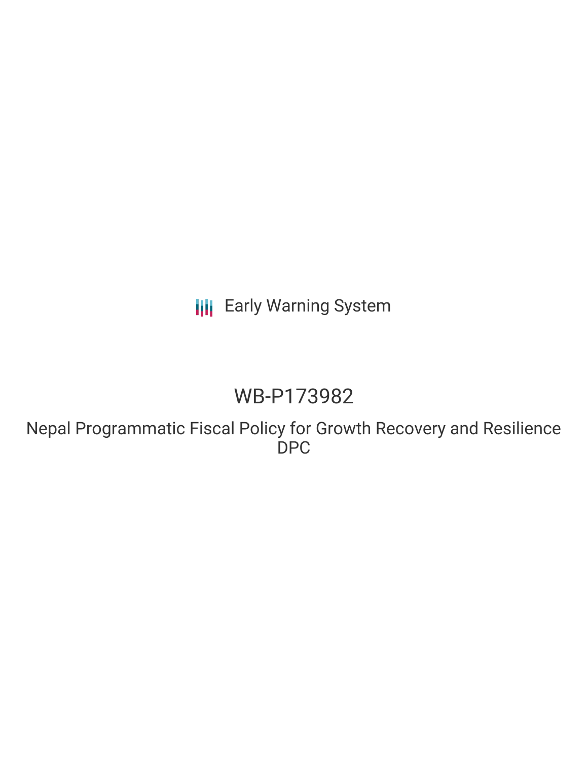Early Warning System

# WB-P173982

## Nepal Programmatic Fiscal Policy for Growth Recovery and Resilience DPC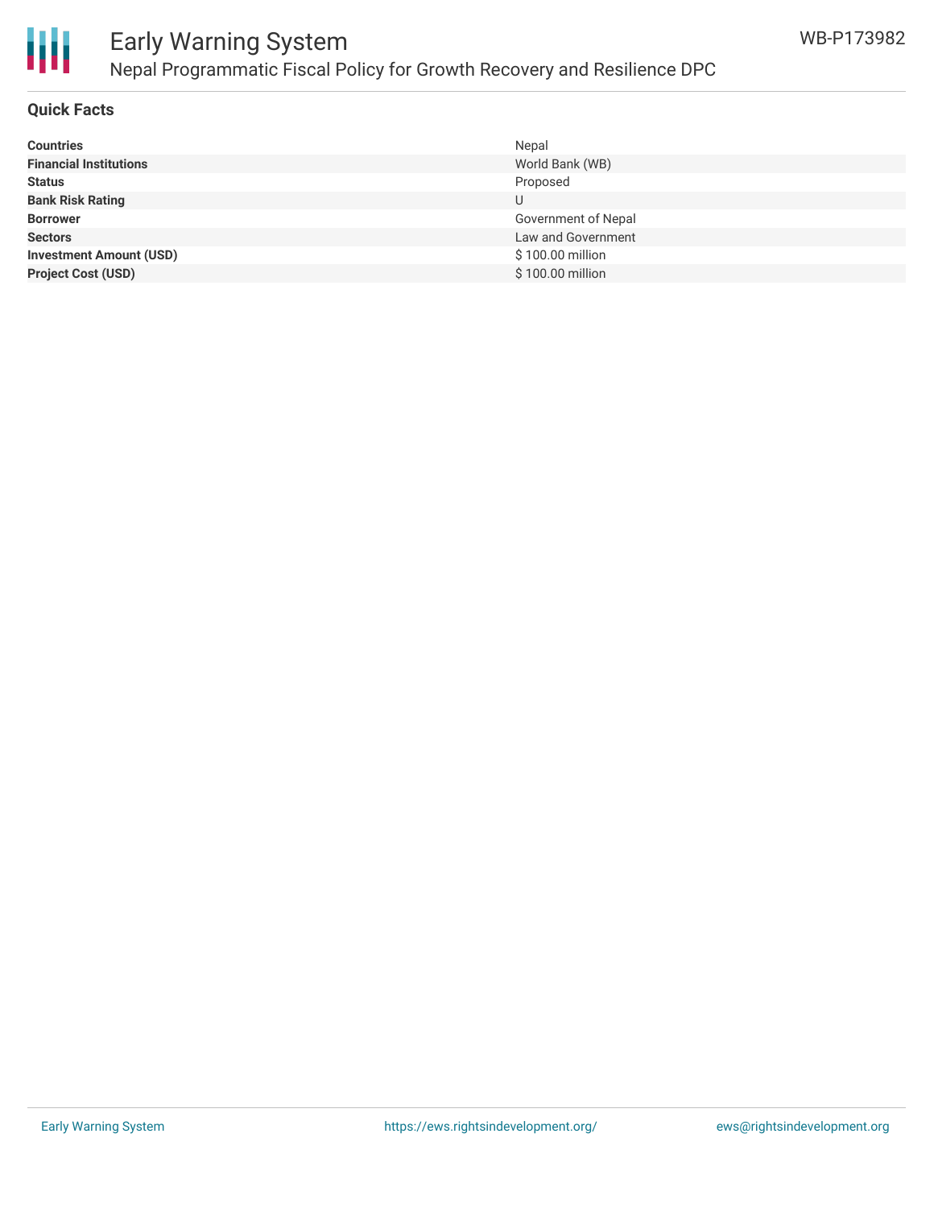# Early Warning System

## Nepal Programmatic Fiscal Policy for Growth Recovery and Resilience DPC

WB-P173982

### Quick Facts

| | |
|---|---|
| **Countries** | Nepal |
| **Financial Institutions** | World Bank (WB) |
| **Status** | Proposed |
| **Bank Risk Rating** | U |
| **Borrower** | Government of Nepal |
| **Sectors** | Law and Government |
| **Investment Amount (USD)** | $ 100.00 million |
| **Project Cost (USD)** | $ 100.00 million |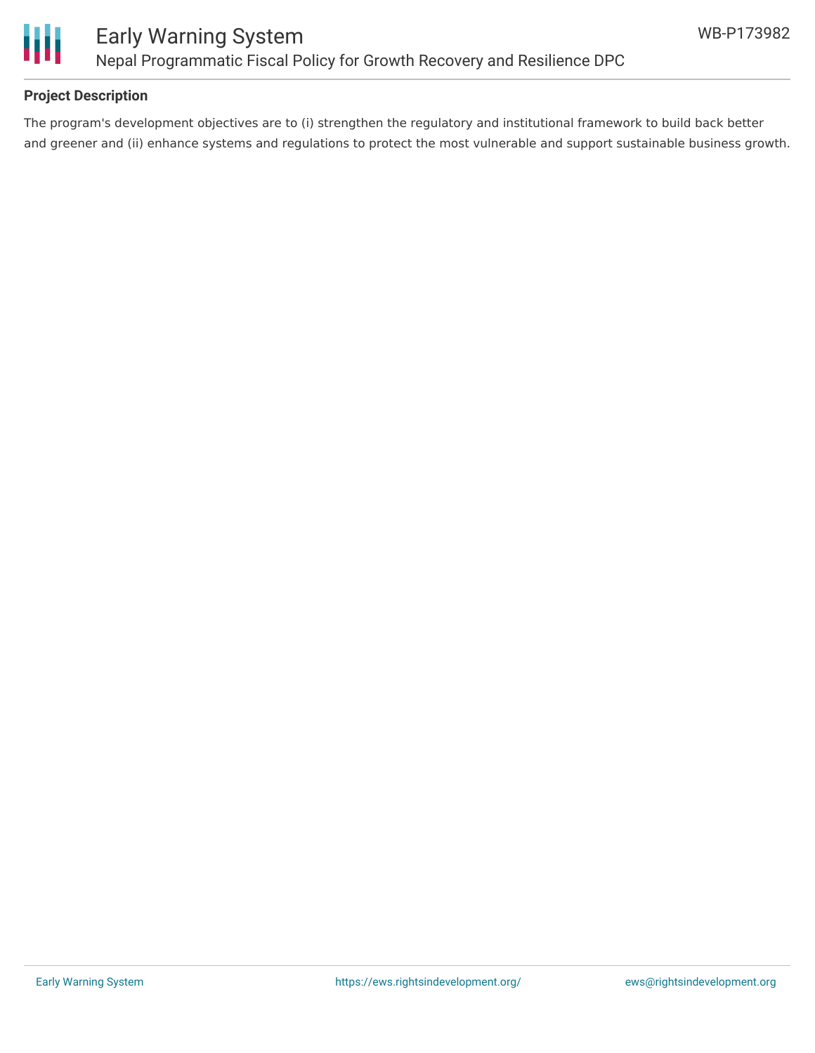**Project Description**

The program's development objectives are to (i) strengthen the regulatory and institutional framework to build back better and greener and (ii) enhance systems and regulations to protect the most vulnerable and support sustainable business growth.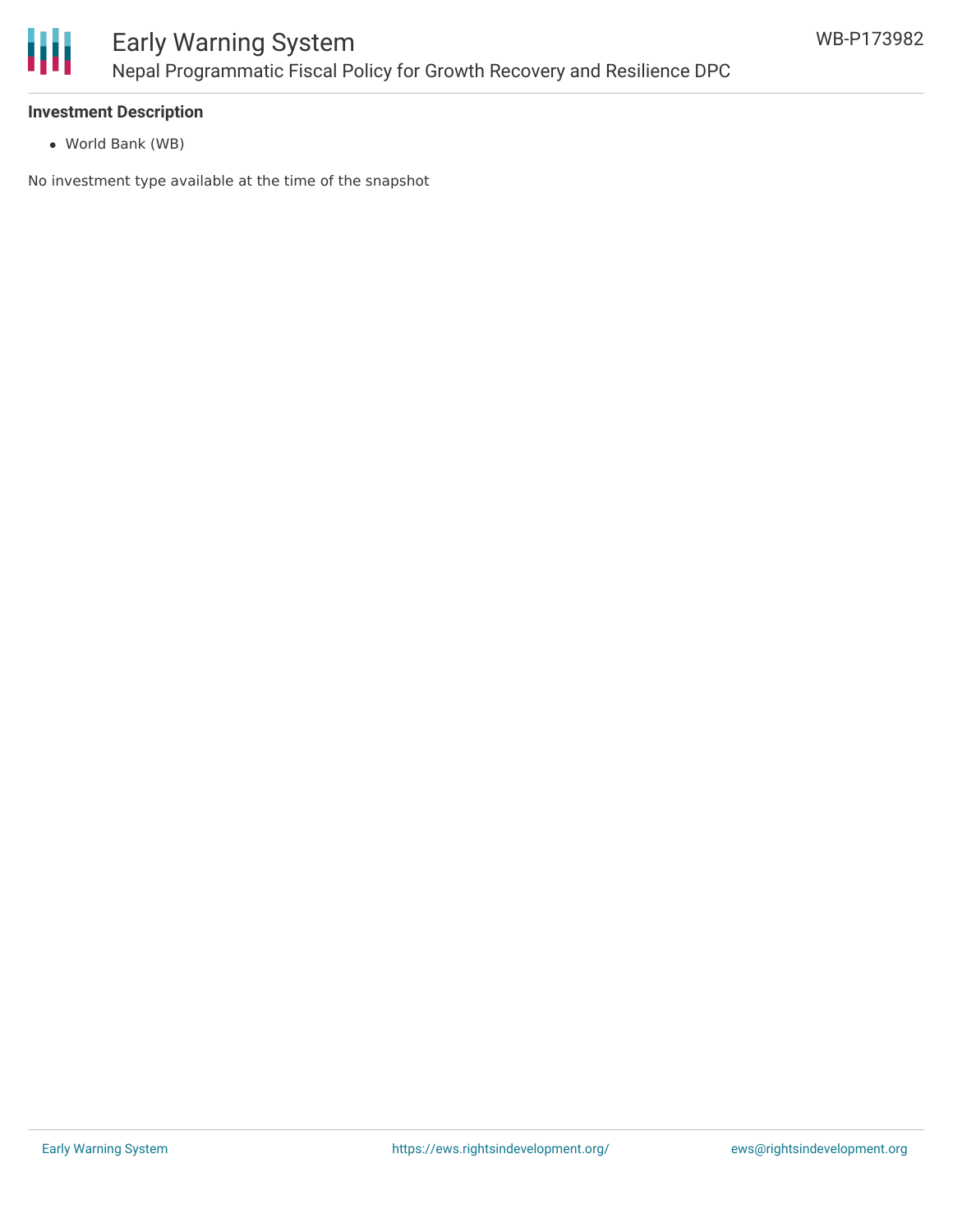**Investment Description**

- World Bank (WB)

No investment type available at the time of the snapshot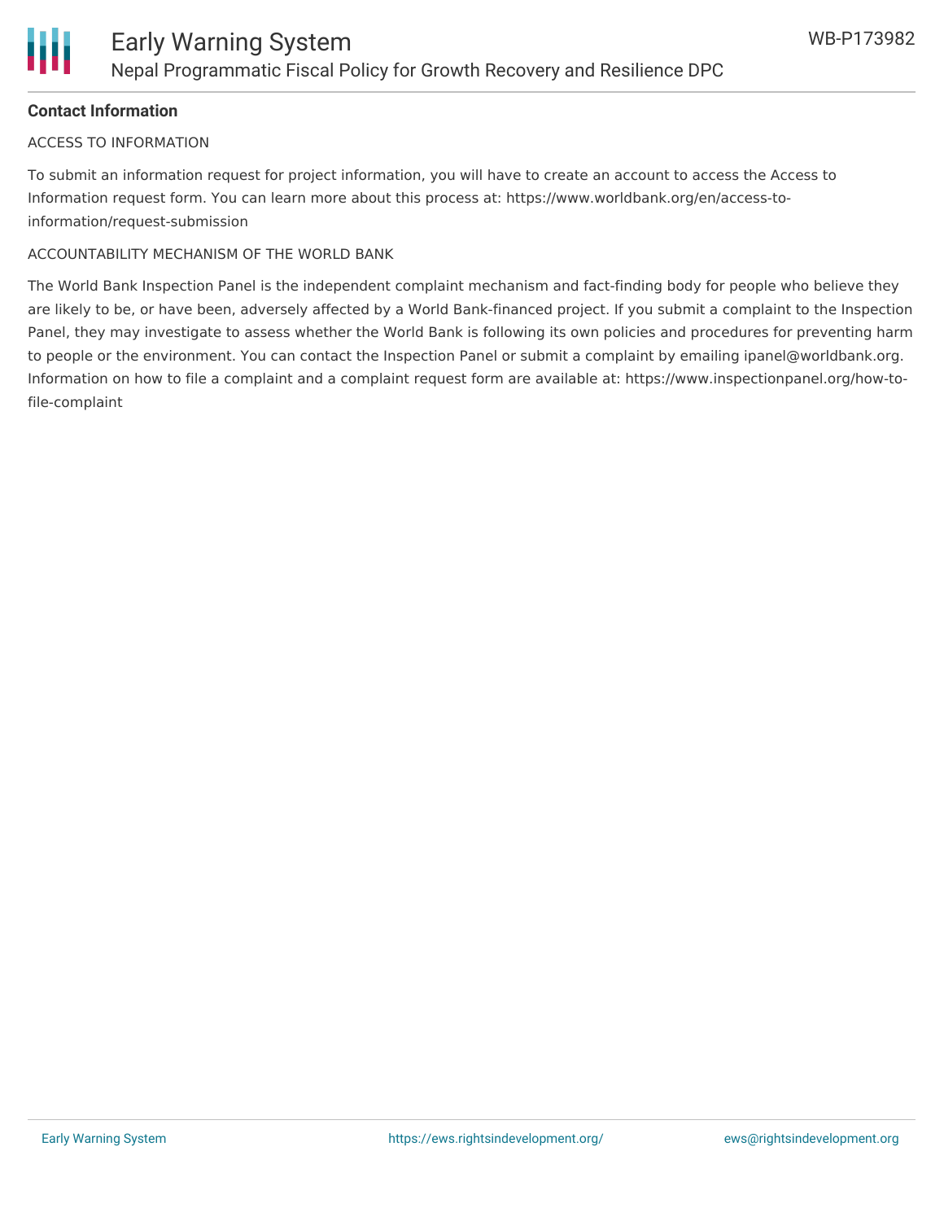## Contact Information

ACCESS TO INFORMATION

To submit an information request for project information, you will have to create an account to access the Access to Information request form. You can learn more about this process at: https://www.worldbank.org/en/access-to-information/request-submission

ACCOUNTABILITY MECHANISM OF THE WORLD BANK

The World Bank Inspection Panel is the independent complaint mechanism and fact-finding body for people who believe they are likely to be, or have been, adversely affected by a World Bank-financed project. If you submit a complaint to the Inspection Panel, they may investigate to assess whether the World Bank is following its own policies and procedures for preventing harm to people or the environment. You can contact the Inspection Panel or submit a complaint by emailing ipanel@worldbank.org. Information on how to file a complaint and a complaint request form are available at: https://www.inspectionpanel.org/how-to-file-complaint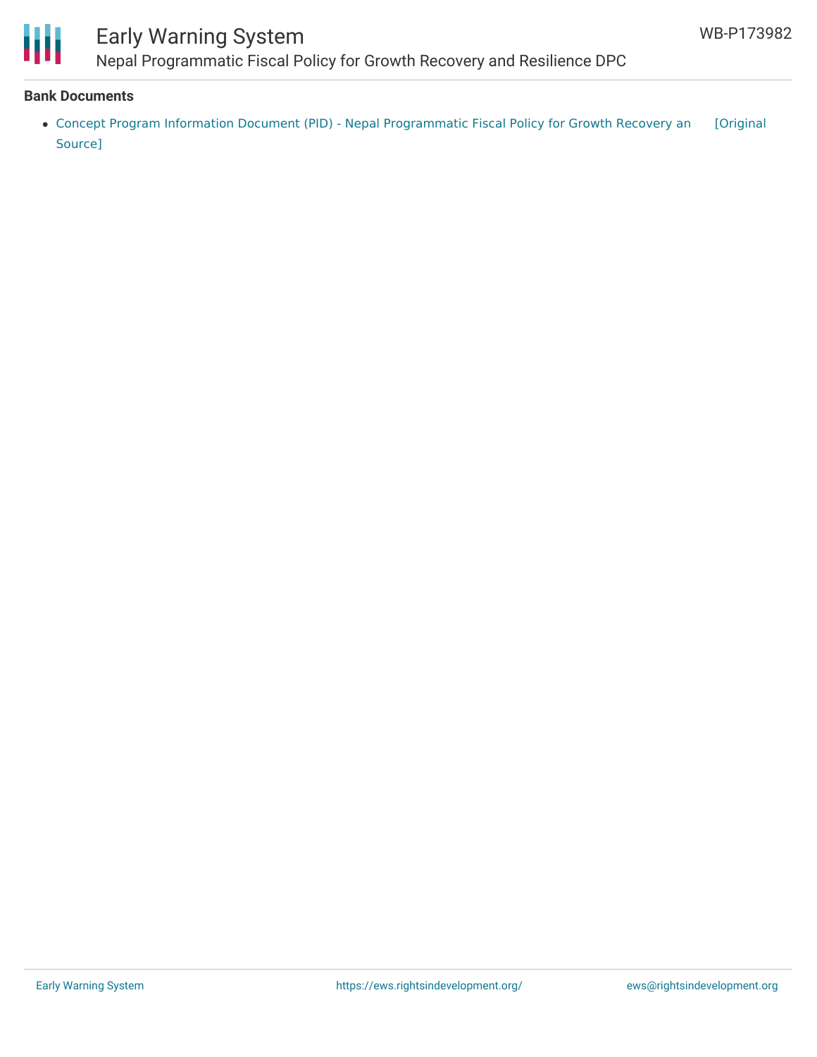**Bank Documents**

- Concept Program Information Document (PID) - Nepal Programmatic Fiscal Policy for Growth Recovery an [Original Source]